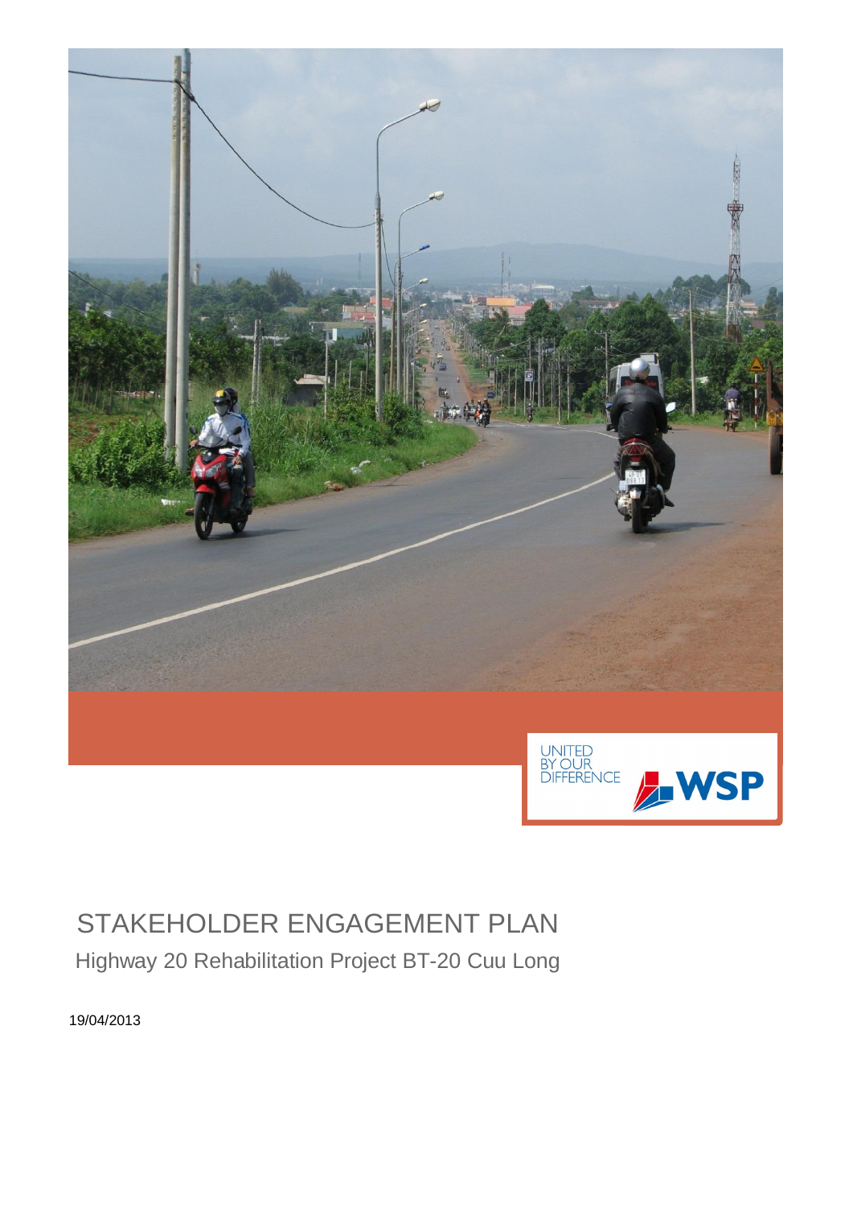UNITED BY OUR DIFFERENCE

WSP

# STAKEHOLDER ENGAGEMENT PLAN

Highway 20 Rehabilitation Project BT-20 Cuu Long

19/04/2013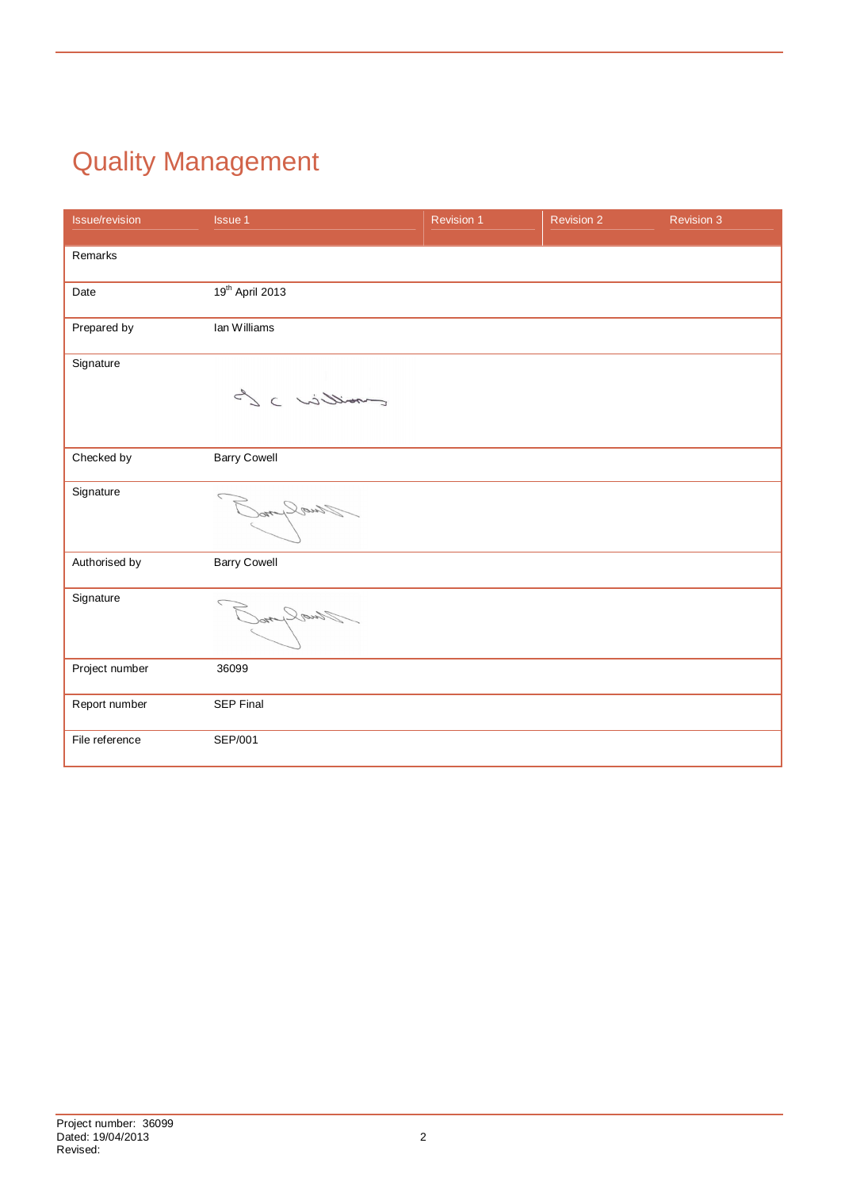# Quality Management

| Issue/revision | Issue 1 | Revision 1 | Revision 2 | Revision 3 |
|---|---|---|---|---|
| Remarks | | | | |
| Date | 19th April 2013 | | | |
| Prepared by | Ian Williams | | | |
| Signature | I C Williams | | | |
| Checked by | Barry Cowell | | | |
| Signature | Barry Cowell | | | |
| Authorised by | Barry Cowell | | | |
| Signature | Barry Cowell | | | |
| Project number | 36099 | | | |
| Report number | SEP Final | | | |
| File reference | SEP/001 | | | |

Project number: 36099
Dated: 19/04/2013
Revised: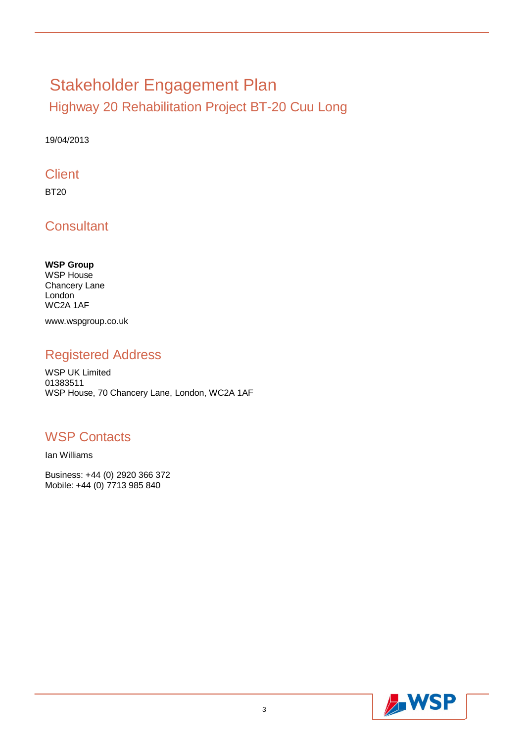# Stakeholder Engagement Plan

## Highway 20 Rehabilitation Project BT-20 Cuu Long

19/04/2013

## Client

BT20

## Consultant

**WSP Group**
WSP House
Chancery Lane
London
WC2A 1AF

www.wspgroup.co.uk

## Registered Address

WSP UK Limited
01383511
WSP House, 70 Chancery Lane, London, WC2A 1AF

## WSP Contacts

Ian Williams

Business: +44 (0) 2920 366 372
Mobile: +44 (0) 7713 985 840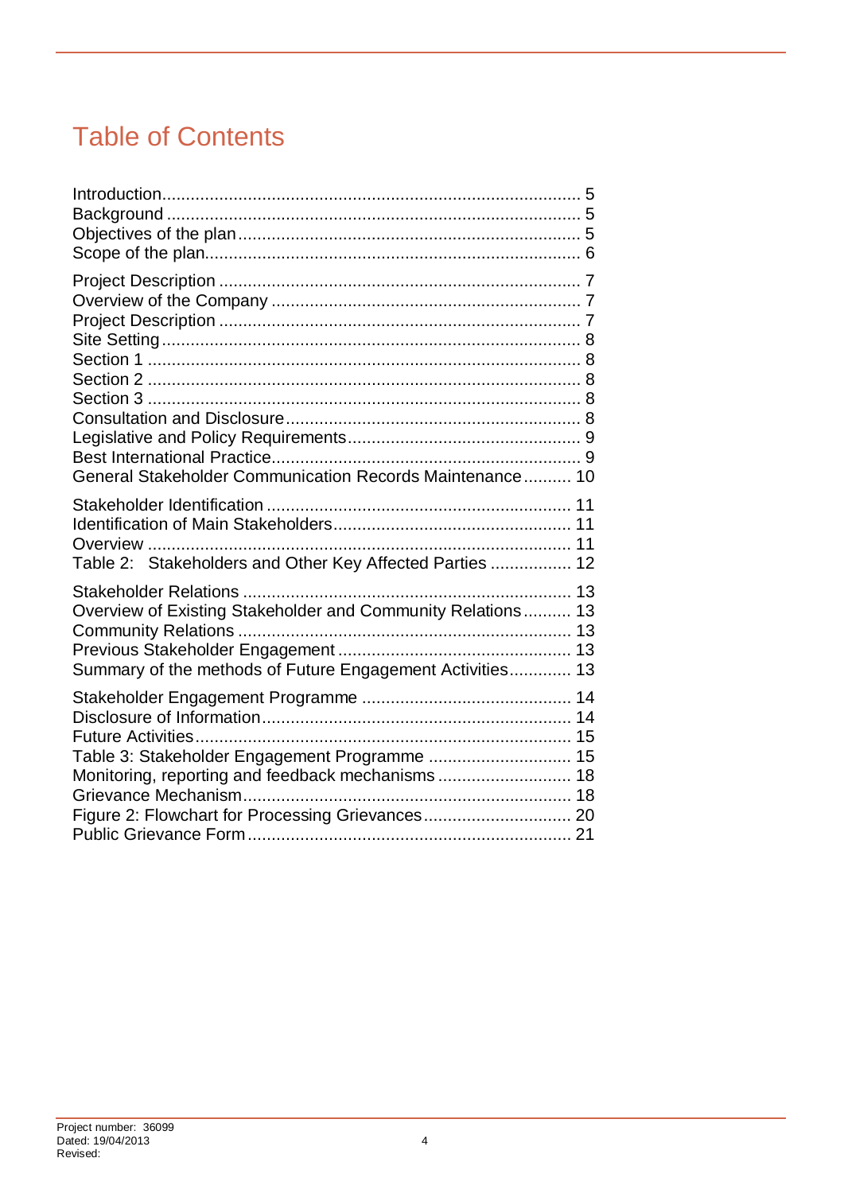# Table of Contents

Introduction....................................................................................... 5
Background ...................................................................................... 5
Objectives of the plan....................................................................... 5
Scope of the plan.............................................................................. 6

Project Description ........................................................................... 7
Overview of the Company ................................................................ 7
Project Description ........................................................................... 7
Site Setting ....................................................................................... 8
Section 1 .......................................................................................... 8
Section 2 .......................................................................................... 8
Section 3 .......................................................................................... 8
Consultation and Disclosure ............................................................. 8
Legislative and Policy Requirements ................................................ 9
Best International Practice................................................................ 9
General Stakeholder Communication Records Maintenance .......... 10

Stakeholder Identification ............................................................... 11
Identification of Main Stakeholders................................................. 11
Overview ........................................................................................ 11
Table 2: Stakeholders and Other Key Affected Parties ................. 12

Stakeholder Relations .................................................................... 13
Overview of Existing Stakeholder and Community Relations .......... 13
Community Relations ..................................................................... 13
Previous Stakeholder Engagement ................................................. 13
Summary of the methods of Future Engagement Activities............. 13

Stakeholder Engagement Programme ............................................ 14
Disclosure of Information................................................................ 14
Future Activities.............................................................................. 15
Table 3: Stakeholder Engagement Programme ............................. 15
Monitoring, reporting and feedback mechanisms ............................ 18
Grievance Mechanism.................................................................... 18
Figure 2: Flowchart for Processing Grievances............................... 20
Public Grievance Form ................................................................... 21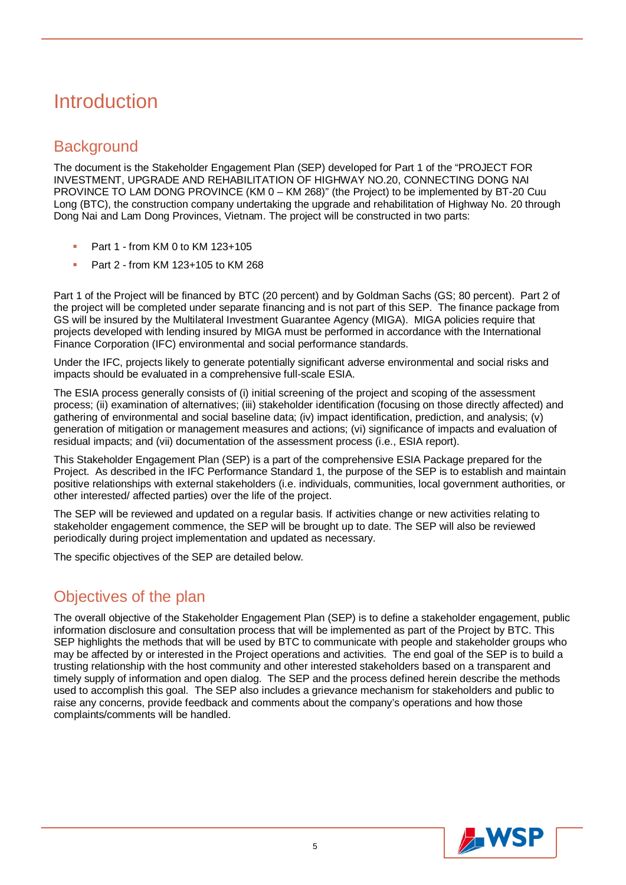# Introduction

## Background

The document is the Stakeholder Engagement Plan (SEP) developed for Part 1 of the "PROJECT FOR INVESTMENT, UPGRADE AND REHABILITATION OF HIGHWAY NO.20, CONNECTING DONG NAI PROVINCE TO LAM DONG PROVINCE (KM 0 – KM 268)" (the Project) to be implemented by BT-20 Cuu Long (BTC), the construction company undertaking the upgrade and rehabilitation of Highway No. 20 through Dong Nai and Lam Dong Provinces, Vietnam. The project will be constructed in two parts:

- Part 1 - from KM 0 to KM 123+105
- Part 2 - from KM 123+105 to KM 268

Part 1 of the Project will be financed by BTC (20 percent) and by Goldman Sachs (GS; 80 percent). Part 2 of the project will be completed under separate financing and is not part of this SEP. The finance package from GS will be insured by the Multilateral Investment Guarantee Agency (MIGA). MIGA policies require that projects developed with lending insured by MIGA must be performed in accordance with the International Finance Corporation (IFC) environmental and social performance standards.

Under the IFC, projects likely to generate potentially significant adverse environmental and social risks and impacts should be evaluated in a comprehensive full-scale ESIA.

The ESIA process generally consists of (i) initial screening of the project and scoping of the assessment process; (ii) examination of alternatives; (iii) stakeholder identification (focusing on those directly affected) and gathering of environmental and social baseline data; (iv) impact identification, prediction, and analysis; (v) generation of mitigation or management measures and actions; (vi) significance of impacts and evaluation of residual impacts; and (vii) documentation of the assessment process (i.e., ESIA report).

This Stakeholder Engagement Plan (SEP) is a part of the comprehensive ESIA Package prepared for the Project. As described in the IFC Performance Standard 1, the purpose of the SEP is to establish and maintain positive relationships with external stakeholders (i.e. individuals, communities, local government authorities, or other interested/ affected parties) over the life of the project.

The SEP will be reviewed and updated on a regular basis. If activities change or new activities relating to stakeholder engagement commence, the SEP will be brought up to date. The SEP will also be reviewed periodically during project implementation and updated as necessary.

The specific objectives of the SEP are detailed below.

## Objectives of the plan

The overall objective of the Stakeholder Engagement Plan (SEP) is to define a stakeholder engagement, public information disclosure and consultation process that will be implemented as part of the Project by BTC. This SEP highlights the methods that will be used by BTC to communicate with people and stakeholder groups who may be affected by or interested in the Project operations and activities. The end goal of the SEP is to build a trusting relationship with the host community and other interested stakeholders based on a transparent and timely supply of information and open dialog. The SEP and the process defined herein describe the methods used to accomplish this goal. The SEP also includes a grievance mechanism for stakeholders and public to raise any concerns, provide feedback and comments about the company's operations and how those complaints/comments will be handled.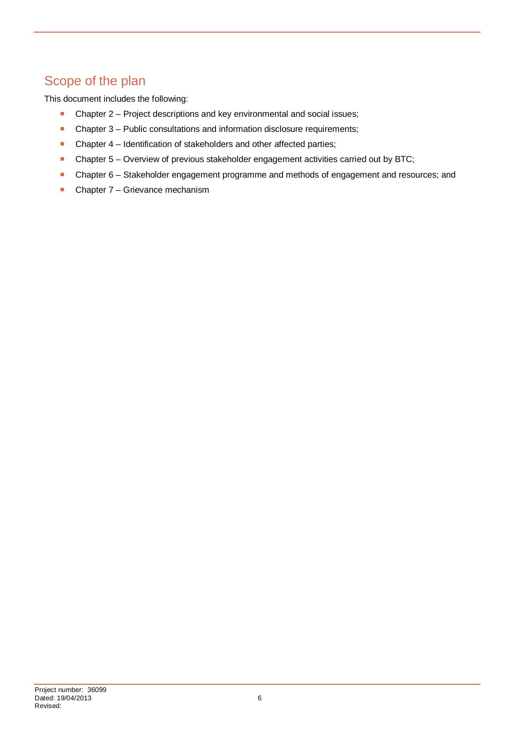## Scope of the plan

This document includes the following:

- Chapter 2 – Project descriptions and key environmental and social issues;
- Chapter 3 – Public consultations and information disclosure requirements;
- Chapter 4 – Identification of stakeholders and other affected parties;
- Chapter 5 – Overview of previous stakeholder engagement activities carried out by BTC;
- Chapter 6 – Stakeholder engagement programme and methods of engagement and resources; and
- Chapter 7 – Grievance mechanism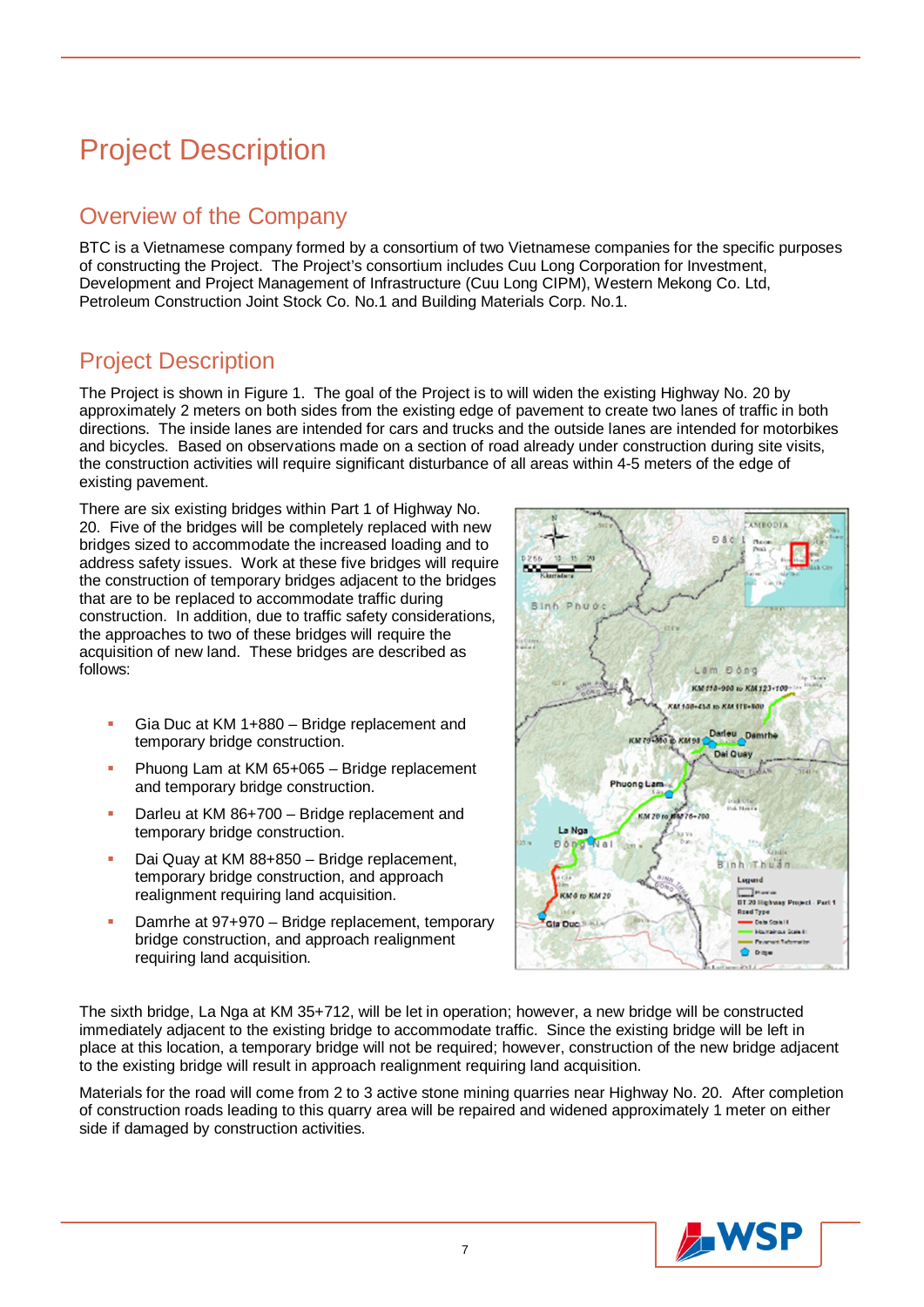# Project Description

## Overview of the Company

BTC is a Vietnamese company formed by a consortium of two Vietnamese companies for the specific purposes of constructing the Project. The Project's consortium includes Cuu Long Corporation for Investment, Development and Project Management of Infrastructure (Cuu Long CIPM), Western Mekong Co. Ltd, Petroleum Construction Joint Stock Co. No.1 and Building Materials Corp. No.1.

## Project Description

The Project is shown in Figure 1. The goal of the Project is to will widen the existing Highway No. 20 by approximately 2 meters on both sides from the existing edge of pavement to create two lanes of traffic in both directions. The inside lanes are intended for cars and trucks and the outside lanes are intended for motorbikes and bicycles. Based on observations made on a section of road already under construction during site visits, the construction activities will require significant disturbance of all areas within 4-5 meters of the edge of existing pavement.

There are six existing bridges within Part 1 of Highway No. 20. Five of the bridges will be completely replaced with new bridges sized to accommodate the increased loading and to address safety issues. Work at these five bridges will require the construction of temporary bridges adjacent to the bridges that are to be replaced to accommodate traffic during construction. In addition, due to traffic safety considerations, the approaches to two of these bridges will require the acquisition of new land. These bridges are described as follows:

- Gia Duc at KM 1+880 – Bridge replacement and temporary bridge construction.
- Phuong Lam at KM 65+065 – Bridge replacement and temporary bridge construction.
- Darleu at KM 86+700 – Bridge replacement and temporary bridge construction.
- Dai Quay at KM 88+850 – Bridge replacement, temporary bridge construction, and approach realignment requiring land acquisition.
- Damrhe at 97+970 – Bridge replacement, temporary bridge construction, and approach realignment requiring land acquisition.

The sixth bridge, La Nga at KM 35+712, will be let in operation; however, a new bridge will be constructed immediately adjacent to the existing bridge to accommodate traffic. Since the existing bridge will be left in place at this location, a temporary bridge will not be required; however, construction of the new bridge adjacent to the existing bridge will result in approach realignment requiring land acquisition.

Materials for the road will come from 2 to 3 active stone mining quarries near Highway No. 20. After completion of construction roads leading to this quarry area will be repaired and widened approximately 1 meter on either side if damaged by construction activities.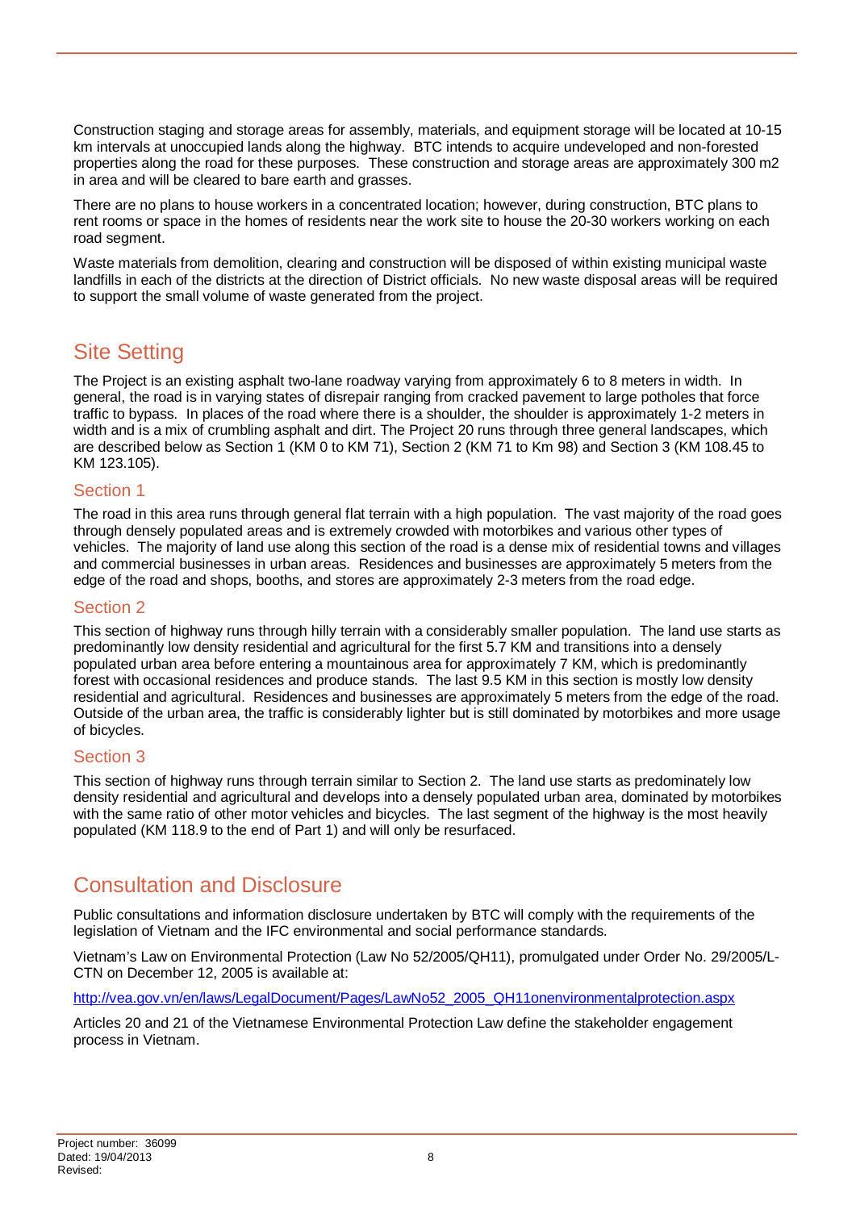Construction staging and storage areas for assembly, materials, and equipment storage will be located at 10-15 km intervals at unoccupied lands along the highway. BTC intends to acquire undeveloped and non-forested properties along the road for these purposes. These construction and storage areas are approximately 300 m2 in area and will be cleared to bare earth and grasses.

There are no plans to house workers in a concentrated location; however, during construction, BTC plans to rent rooms or space in the homes of residents near the work site to house the 20-30 workers working on each road segment.

Waste materials from demolition, clearing and construction will be disposed of within existing municipal waste landfills in each of the districts at the direction of District officials. No new waste disposal areas will be required to support the small volume of waste generated from the project.

# Site Setting

The Project is an existing asphalt two-lane roadway varying from approximately 6 to 8 meters in width. In general, the road is in varying states of disrepair ranging from cracked pavement to large potholes that force traffic to bypass. In places of the road where there is a shoulder, the shoulder is approximately 1-2 meters in width and is a mix of crumbling asphalt and dirt. The Project 20 runs through three general landscapes, which are described below as Section 1 (KM 0 to KM 71), Section 2 (KM 71 to Km 98) and Section 3 (KM 108.45 to KM 123.105).

## Section 1

The road in this area runs through general flat terrain with a high population. The vast majority of the road goes through densely populated areas and is extremely crowded with motorbikes and various other types of vehicles. The majority of land use along this section of the road is a dense mix of residential towns and villages and commercial businesses in urban areas. Residences and businesses are approximately 5 meters from the edge of the road and shops, booths, and stores are approximately 2-3 meters from the road edge.

## Section 2

This section of highway runs through hilly terrain with a considerably smaller population. The land use starts as predominantly low density residential and agricultural for the first 5.7 KM and transitions into a densely populated urban area before entering a mountainous area for approximately 7 KM, which is predominantly forest with occasional residences and produce stands. The last 9.5 KM in this section is mostly low density residential and agricultural. Residences and businesses are approximately 5 meters from the edge of the road. Outside of the urban area, the traffic is considerably lighter but is still dominated by motorbikes and more usage of bicycles.

## Section 3

This section of highway runs through terrain similar to Section 2. The land use starts as predominately low density residential and agricultural and develops into a densely populated urban area, dominated by motorbikes with the same ratio of other motor vehicles and bicycles. The last segment of the highway is the most heavily populated (KM 118.9 to the end of Part 1) and will only be resurfaced.

# Consultation and Disclosure

Public consultations and information disclosure undertaken by BTC will comply with the requirements of the legislation of Vietnam and the IFC environmental and social performance standards.

Vietnam's Law on Environmental Protection (Law No 52/2005/QH11), promulgated under Order No. 29/2005/L-CTN on December 12, 2005 is available at:

http://vea.gov.vn/en/laws/LegalDocument/Pages/LawNo52_2005_QH11onenvironmentalprotection.aspx

Articles 20 and 21 of the Vietnamese Environmental Protection Law define the stakeholder engagement process in Vietnam.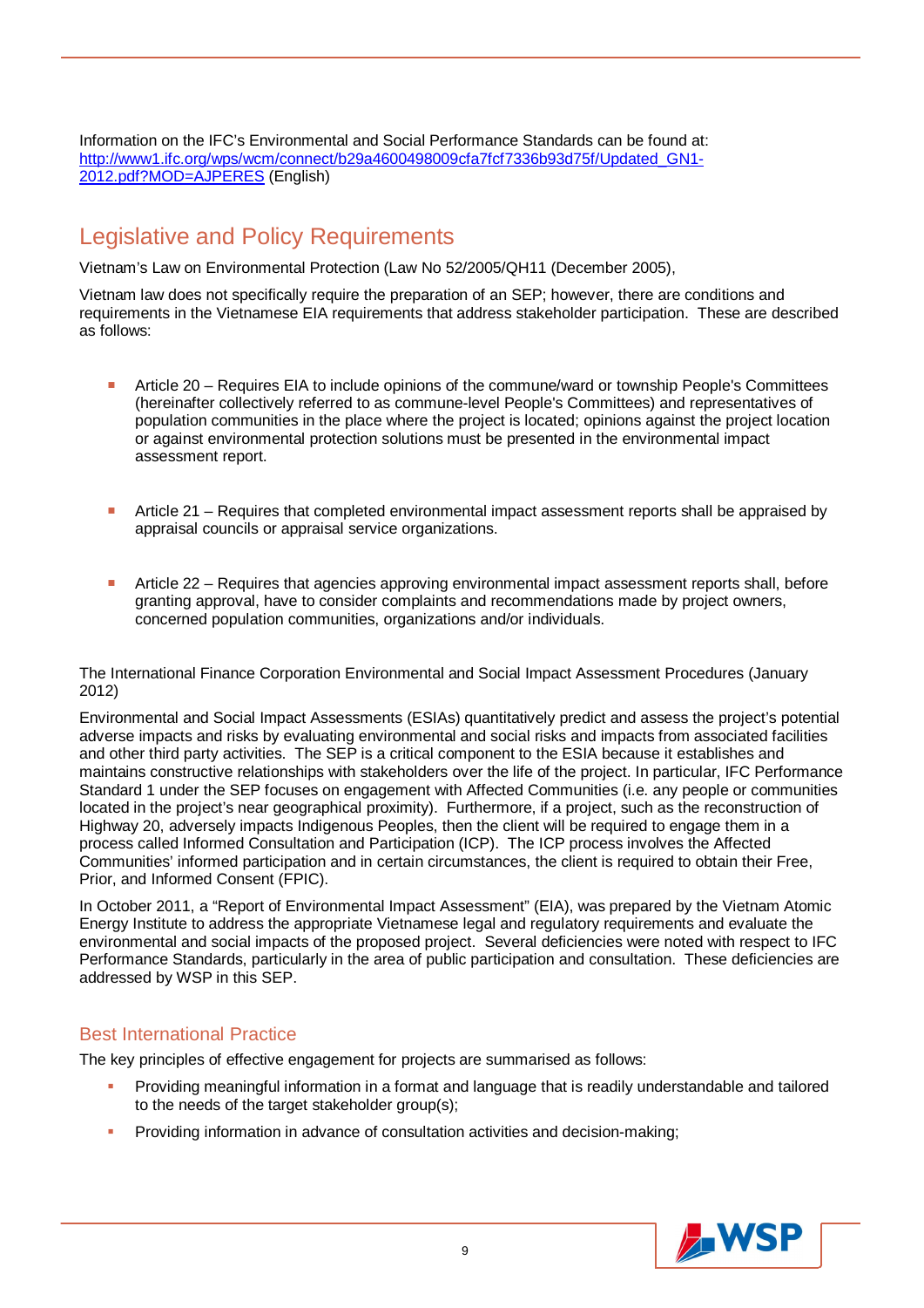Information on the IFC's Environmental and Social Performance Standards can be found at: [http://www1.ifc.org/wps/wcm/connect/b29a4600498009cfa7fcf7336b93d75f/Updated_GN1-2012.pdf?MOD=AJPERES](http://www1.ifc.org/wps/wcm/connect/b29a4600498009cfa7fcf7336b93d75f/Updated_GN1-2012.pdf?MOD=AJPERES) (English)

## Legislative and Policy Requirements

Vietnam's Law on Environmental Protection (Law No 52/2005/QH11 (December 2005),

Vietnam law does not specifically require the preparation of an SEP; however, there are conditions and requirements in the Vietnamese EIA requirements that address stakeholder participation. These are described as follows:

- Article 20 – Requires EIA to include opinions of the commune/ward or township People's Committees (hereinafter collectively referred to as commune-level People's Committees) and representatives of population communities in the place where the project is located; opinions against the project location or against environmental protection solutions must be presented in the environmental impact assessment report.

- Article 21 – Requires that completed environmental impact assessment reports shall be appraised by appraisal councils or appraisal service organizations.

- Article 22 – Requires that agencies approving environmental impact assessment reports shall, before granting approval, have to consider complaints and recommendations made by project owners, concerned population communities, organizations and/or individuals.

The International Finance Corporation Environmental and Social Impact Assessment Procedures (January 2012)

Environmental and Social Impact Assessments (ESIAs) quantitatively predict and assess the project's potential adverse impacts and risks by evaluating environmental and social risks and impacts from associated facilities and other third party activities. The SEP is a critical component to the ESIA because it establishes and maintains constructive relationships with stakeholders over the life of the project. In particular, IFC Performance Standard 1 under the SEP focuses on engagement with Affected Communities (i.e. any people or communities located in the project's near geographical proximity). Furthermore, if a project, such as the reconstruction of Highway 20, adversely impacts Indigenous Peoples, then the client will be required to engage them in a process called Informed Consultation and Participation (ICP). The ICP process involves the Affected Communities' informed participation and in certain circumstances, the client is required to obtain their Free, Prior, and Informed Consent (FPIC).

In October 2011, a "Report of Environmental Impact Assessment" (EIA), was prepared by the Vietnam Atomic Energy Institute to address the appropriate Vietnamese legal and regulatory requirements and evaluate the environmental and social impacts of the proposed project. Several deficiencies were noted with respect to IFC Performance Standards, particularly in the area of public participation and consultation. These deficiencies are addressed by WSP in this SEP.

### Best International Practice

The key principles of effective engagement for projects are summarised as follows:

- Providing meaningful information in a format and language that is readily understandable and tailored to the needs of the target stakeholder group(s);
- Providing information in advance of consultation activities and decision-making;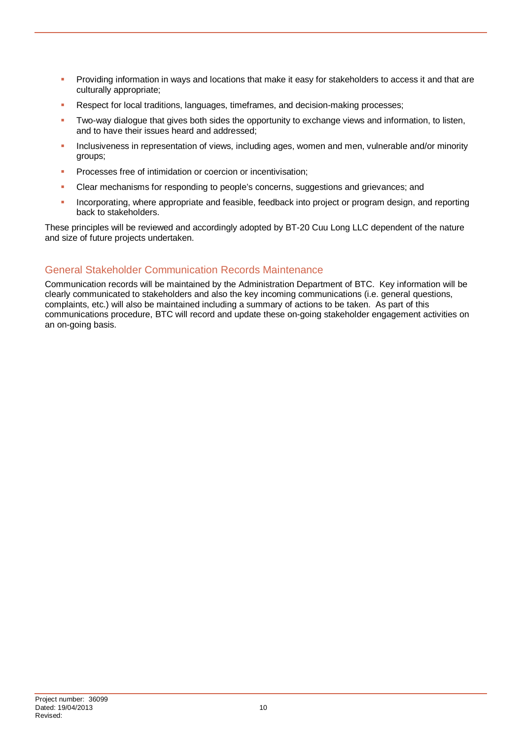- Providing information in ways and locations that make it easy for stakeholders to access it and that are culturally appropriate;
- Respect for local traditions, languages, timeframes, and decision-making processes;
- Two-way dialogue that gives both sides the opportunity to exchange views and information, to listen, and to have their issues heard and addressed;
- Inclusiveness in representation of views, including ages, women and men, vulnerable and/or minority groups;
- Processes free of intimidation or coercion or incentivisation;
- Clear mechanisms for responding to people's concerns, suggestions and grievances; and
- Incorporating, where appropriate and feasible, feedback into project or program design, and reporting back to stakeholders.

These principles will be reviewed and accordingly adopted by BT-20 Cuu Long LLC dependent of the nature and size of future projects undertaken.

## General Stakeholder Communication Records Maintenance

Communication records will be maintained by the Administration Department of BTC. Key information will be clearly communicated to stakeholders and also the key incoming communications (i.e. general questions, complaints, etc.) will also be maintained including a summary of actions to be taken. As part of this communications procedure, BTC will record and update these on-going stakeholder engagement activities on an on-going basis.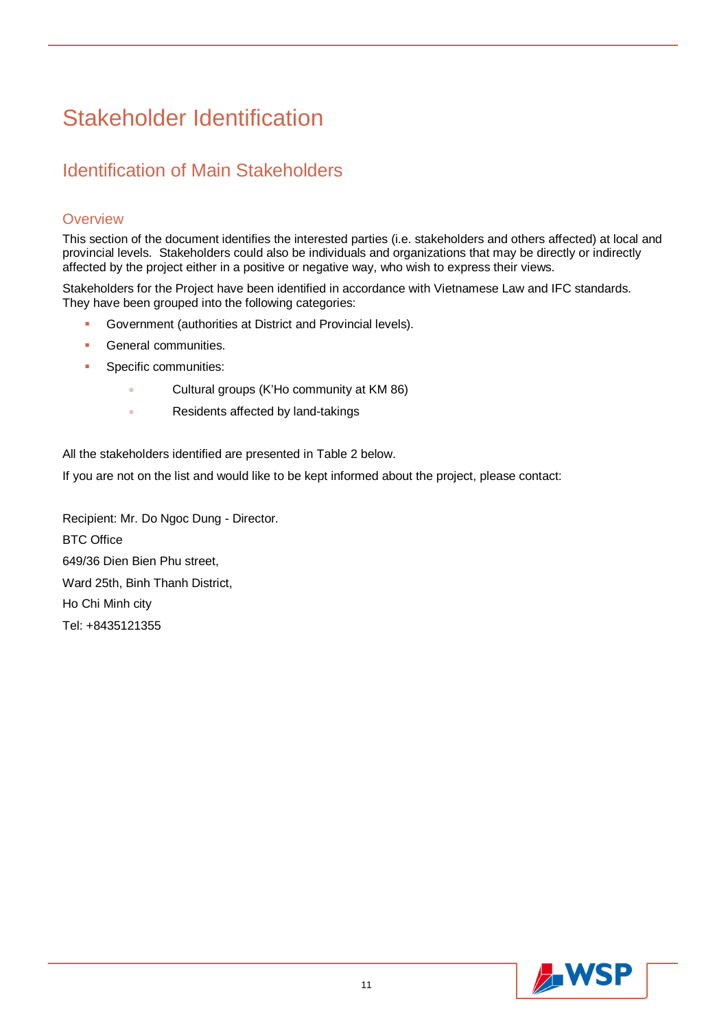# Stakeholder Identification

## Identification of Main Stakeholders

### Overview

This section of the document identifies the interested parties (i.e. stakeholders and others affected) at local and provincial levels. Stakeholders could also be individuals and organizations that may be directly or indirectly affected by the project either in a positive or negative way, who wish to express their views.

Stakeholders for the Project have been identified in accordance with Vietnamese Law and IFC standards. They have been grouped into the following categories:

- Government (authorities at District and Provincial levels).
- General communities.
- Specific communities:
  - Cultural groups (K'Ho community at KM 86)
  - Residents affected by land-takings

All the stakeholders identified are presented in Table 2 below.

If you are not on the list and would like to be kept informed about the project, please contact:

Recipient: Mr. Do Ngoc Dung - Director.

BTC Office

649/36 Dien Bien Phu street,

Ward 25th, Binh Thanh District,

Ho Chi Minh city

Tel: +8435121355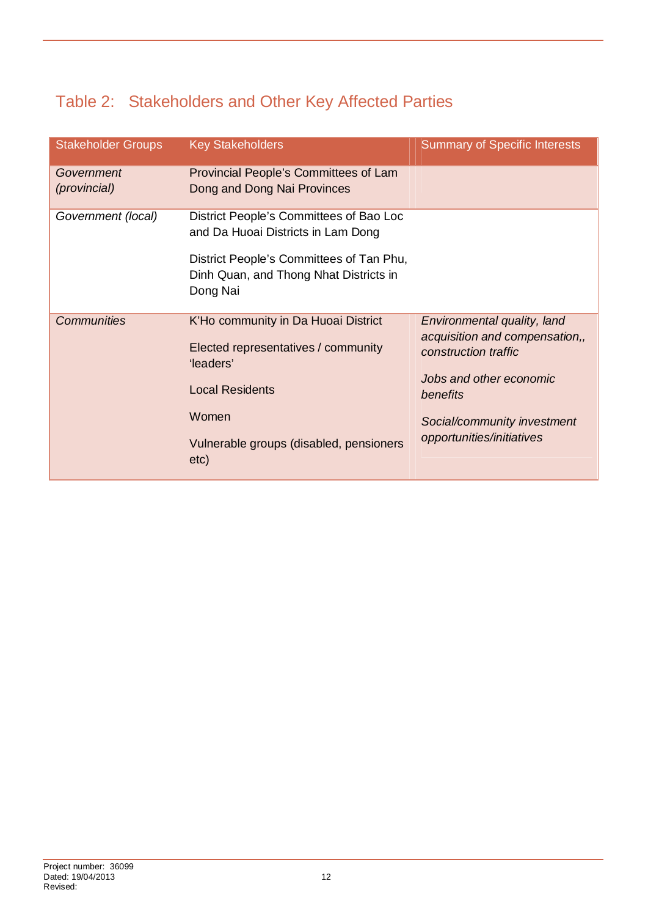## Table 2: Stakeholders and Other Key Affected Parties

| Stakeholder Groups | Key Stakeholders | Summary of Specific Interests |
|---|---|---|
| *Government (provincial)* | Provincial People's Committees of Lam Dong and Dong Nai Provinces | |
| *Government (local)* | District People's Committees of Bao Loc and Da Huoai Districts in Lam Dong<br><br>District People's Committees of Tan Phu, Dinh Quan, and Thong Nhat Districts in Dong Nai | |
| *Communities* | K'Ho community in Da Huoai District<br><br>Elected representatives / community 'leaders'<br><br>Local Residents<br><br>Women<br><br>Vulnerable groups (disabled, pensioners etc) | *Environmental quality, land acquisition and compensation,, construction traffic*<br><br>*Jobs and other economic benefits*<br><br>*Social/community investment opportunities/initiatives* |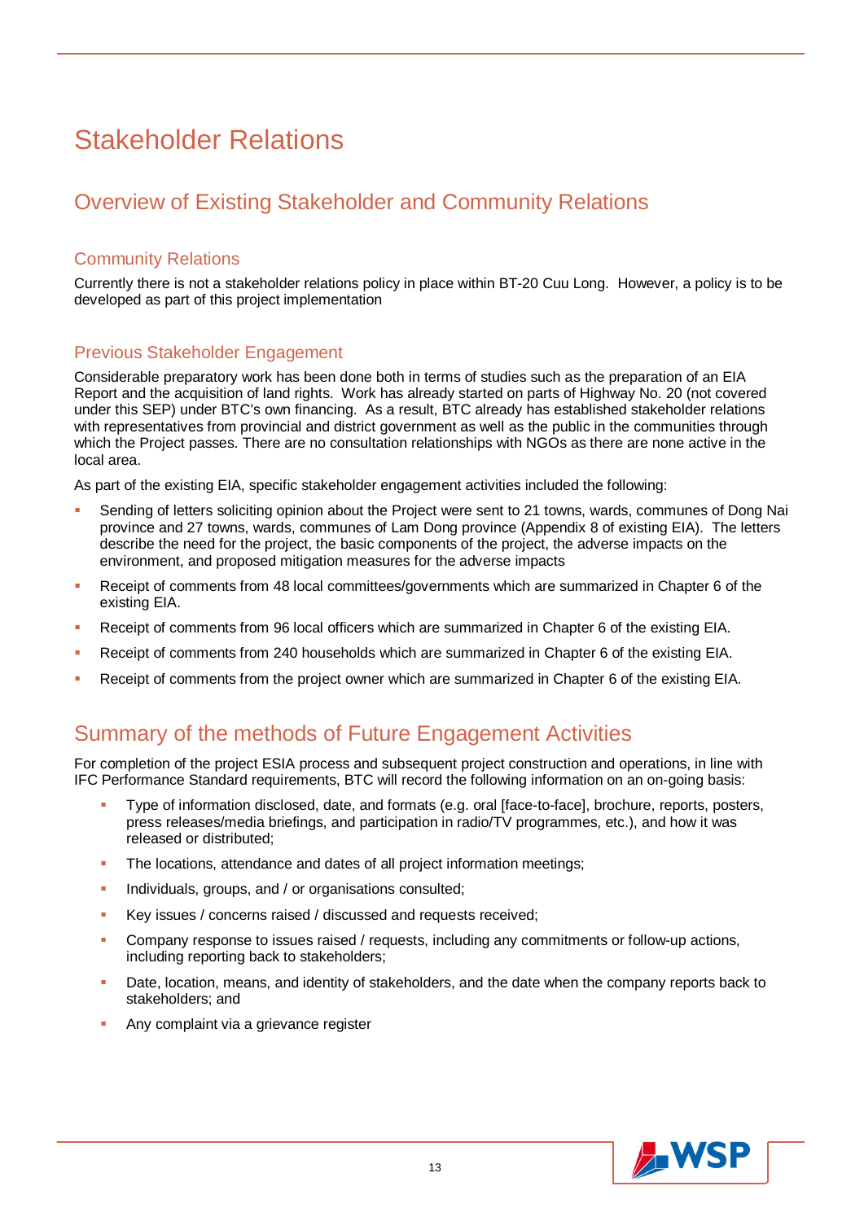# Stakeholder Relations

## Overview of Existing Stakeholder and Community Relations

### Community Relations

Currently there is not a stakeholder relations policy in place within BT-20 Cuu Long. However, a policy is to be developed as part of this project implementation

### Previous Stakeholder Engagement

Considerable preparatory work has been done both in terms of studies such as the preparation of an EIA Report and the acquisition of land rights. Work has already started on parts of Highway No. 20 (not covered under this SEP) under BTC's own financing. As a result, BTC already has established stakeholder relations with representatives from provincial and district government as well as the public in the communities through which the Project passes. There are no consultation relationships with NGOs as there are none active in the local area.

As part of the existing EIA, specific stakeholder engagement activities included the following:

- Sending of letters soliciting opinion about the Project were sent to 21 towns, wards, communes of Dong Nai province and 27 towns, wards, communes of Lam Dong province (Appendix 8 of existing EIA). The letters describe the need for the project, the basic components of the project, the adverse impacts on the environment, and proposed mitigation measures for the adverse impacts
- Receipt of comments from 48 local committees/governments which are summarized in Chapter 6 of the existing EIA.
- Receipt of comments from 96 local officers which are summarized in Chapter 6 of the existing EIA.
- Receipt of comments from 240 households which are summarized in Chapter 6 of the existing EIA.
- Receipt of comments from the project owner which are summarized in Chapter 6 of the existing EIA.

## Summary of the methods of Future Engagement Activities

For completion of the project ESIA process and subsequent project construction and operations, in line with IFC Performance Standard requirements, BTC will record the following information on an on-going basis:

- Type of information disclosed, date, and formats (e.g. oral [face-to-face], brochure, reports, posters, press releases/media briefings, and participation in radio/TV programmes, etc.), and how it was released or distributed;
- The locations, attendance and dates of all project information meetings;
- Individuals, groups, and / or organisations consulted;
- Key issues / concerns raised / discussed and requests received;
- Company response to issues raised / requests, including any commitments or follow-up actions, including reporting back to stakeholders;
- Date, location, means, and identity of stakeholders, and the date when the company reports back to stakeholders; and
- Any complaint via a grievance register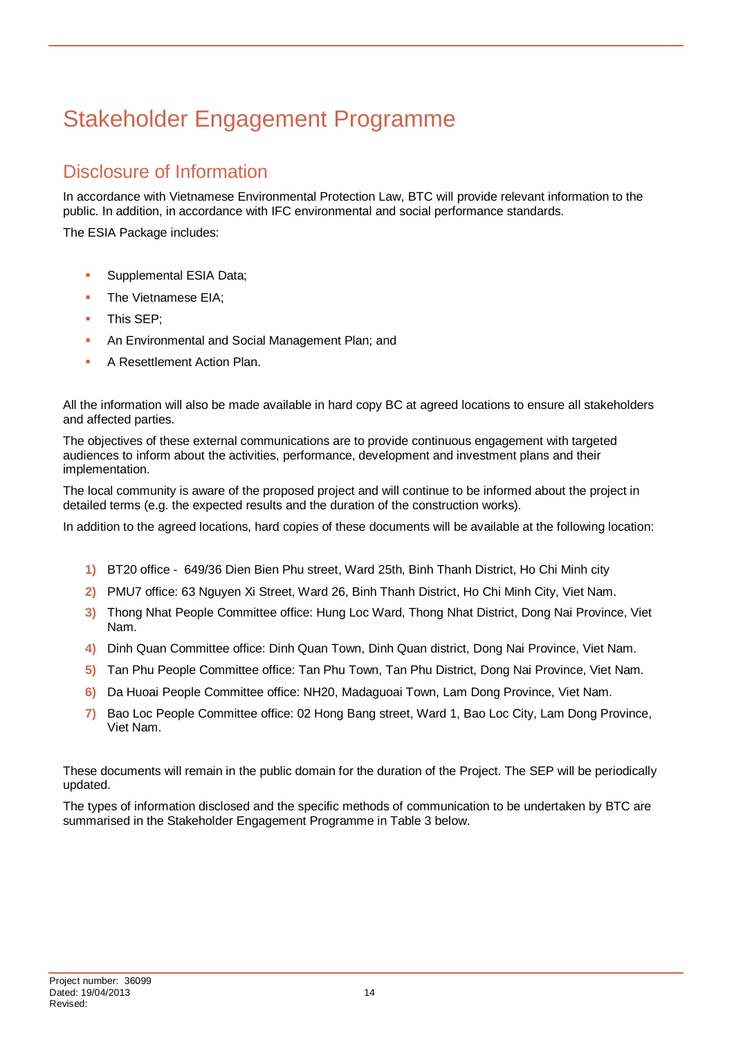# Stakeholder Engagement Programme

## Disclosure of Information

In accordance with Vietnamese Environmental Protection Law, BTC will provide relevant information to the public. In addition, in accordance with IFC environmental and social performance standards.

The ESIA Package includes:

- Supplemental ESIA Data;
- The Vietnamese EIA;
- This SEP;
- An Environmental and Social Management Plan; and
- A Resettlement Action Plan.

All the information will also be made available in hard copy BC at agreed locations to ensure all stakeholders and affected parties.

The objectives of these external communications are to provide continuous engagement with targeted audiences to inform about the activities, performance, development and investment plans and their implementation.

The local community is aware of the proposed project and will continue to be informed about the project in detailed terms (e.g. the expected results and the duration of the construction works).

In addition to the agreed locations, hard copies of these documents will be available at the following location:

1) BT20 office - 649/36 Dien Bien Phu street, Ward 25th, Binh Thanh District, Ho Chi Minh city
2) PMU7 office: 63 Nguyen Xi Street, Ward 26, Binh Thanh District, Ho Chi Minh City, Viet Nam.
3) Thong Nhat People Committee office: Hung Loc Ward, Thong Nhat District, Dong Nai Province, Viet Nam.
4) Dinh Quan Committee office: Dinh Quan Town, Dinh Quan district, Dong Nai Province, Viet Nam.
5) Tan Phu People Committee office: Tan Phu Town, Tan Phu District, Dong Nai Province, Viet Nam.
6) Da Huoai People Committee office: NH20, Madaguoai Town, Lam Dong Province, Viet Nam.
7) Bao Loc People Committee office: 02 Hong Bang street, Ward 1, Bao Loc City, Lam Dong Province, Viet Nam.

These documents will remain in the public domain for the duration of the Project. The SEP will be periodically updated.

The types of information disclosed and the specific methods of communication to be undertaken by BTC are summarised in the Stakeholder Engagement Programme in Table 3 below.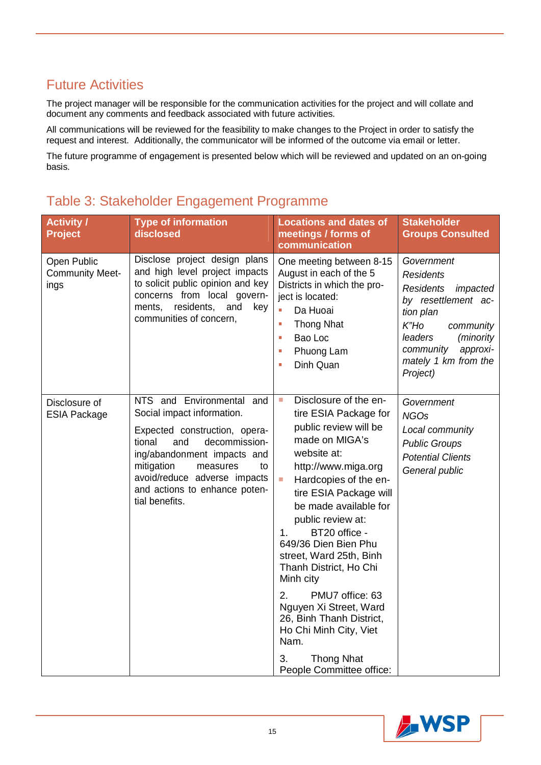## Future Activities

The project manager will be responsible for the communication activities for the project and will collate and document any comments and feedback associated with future activities.

All communications will be reviewed for the feasibility to make changes to the Project in order to satisfy the request and interest. Additionally, the communicator will be informed of the outcome via email or letter.

The future programme of engagement is presented below which will be reviewed and updated on an on-going basis.

## Table 3: Stakeholder Engagement Programme

| Activity / Project | Type of information disclosed | Locations and dates of meetings / forms of communication | Stakeholder Groups Consulted |
|---|---|---|---|
| Open Public Community Meetings | Disclose project design plans and high level project impacts to solicit public opinion and key concerns from local governments, residents, and key communities of concern, | One meeting between 8-15 August in each of the 5 Districts in which the project is located:<br>▪ Da Huoai<br>▪ Thong Nhat<br>▪ Bao Loc<br>▪ Phuong Lam<br>▪ Dinh Quan | *Government*<br>*Residents*<br>*Residents impacted by resettlement action plan*<br>*K"Ho community leaders (minority community approximately 1 km from the Project)* |
| Disclosure of ESIA Package | NTS and Environmental and Social impact information.<br><br>Expected construction, operational and decommissioning/abandonment impacts and mitigation measures to avoid/reduce adverse impacts and actions to enhance potential benefits. | ▪ Disclosure of the entire ESIA Package for public review will be made on MIGA's website at: http://www.miga.org<br>▪ Hardcopies of the entire ESIA Package will be made available for public review at:<br>1. BT20 office - 649/36 Dien Bien Phu street, Ward 25th, Binh Thanh District, Ho Chi Minh city<br>2. PMU7 office: 63 Nguyen Xi Street, Ward 26, Binh Thanh District, Ho Chi Minh City, Viet Nam.<br>3. Thong Nhat People Committee office: | *Government*<br>*NGOs*<br>*Local community*<br>*Public Groups*<br>*Potential Clients*<br>*General public* |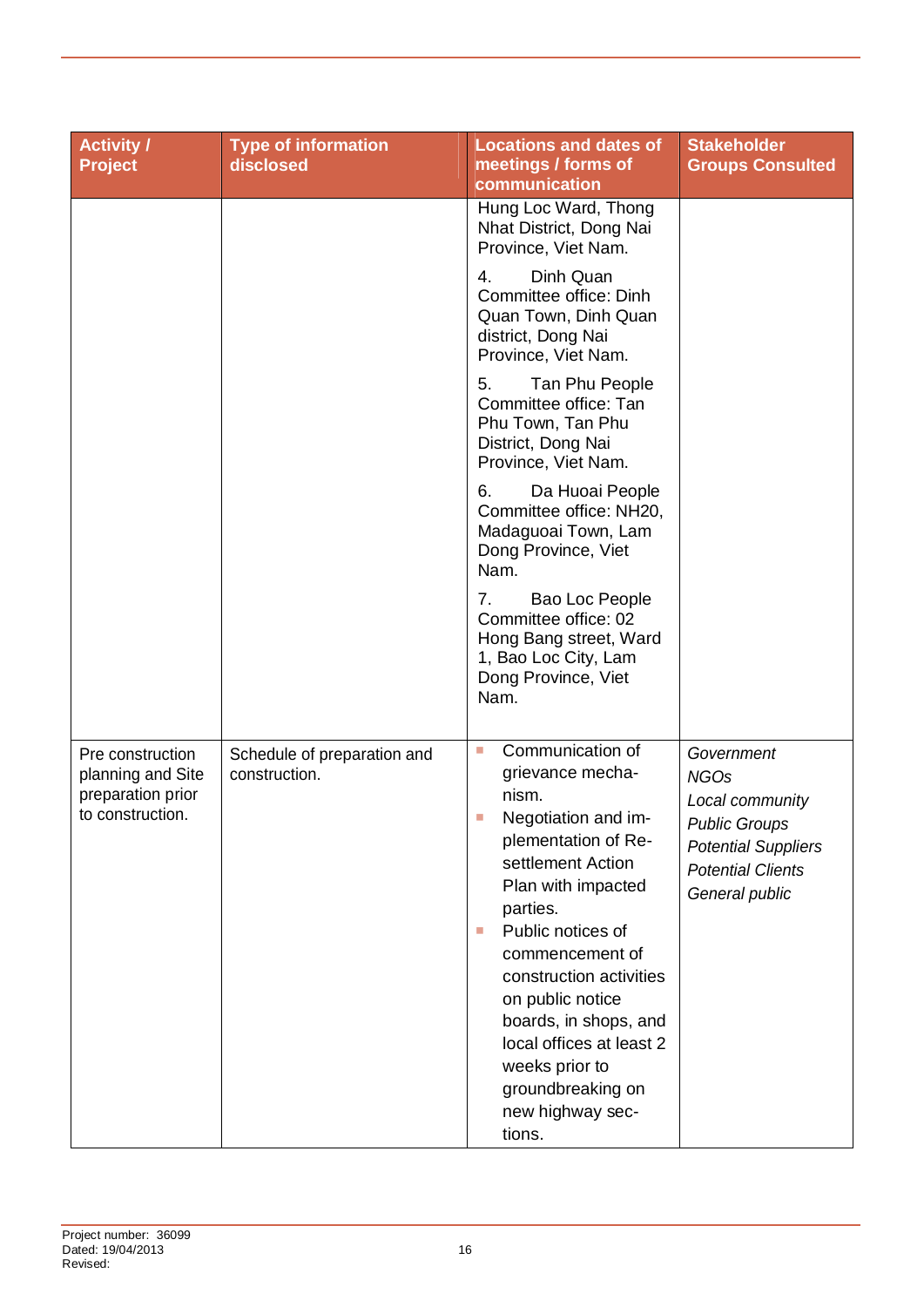| Activity / Project | Type of information disclosed | Locations and dates of meetings / forms of communication | Stakeholder Groups Consulted |
|---|---|---|---|
| | | Hung Loc Ward, Thong Nhat District, Dong Nai Province, Viet Nam.<br>4. Dinh Quan Committee office: Dinh Quan Town, Dinh Quan district, Dong Nai Province, Viet Nam.<br>5. Tan Phu People Committee office: Tan Phu Town, Tan Phu District, Dong Nai Province, Viet Nam.<br>6. Da Huoai People Committee office: NH20, Madaguoai Town, Lam Dong Province, Viet Nam.<br>7. Bao Loc People Committee office: 02 Hong Bang street, Ward 1, Bao Loc City, Lam Dong Province, Viet Nam. | |
| Pre construction planning and Site preparation prior to construction. | Schedule of preparation and construction. | ▪ Communication of grievance mechanism.<br>▪ Negotiation and implementation of Resettlement Action Plan with impacted parties.<br>▪ Public notices of commencement of construction activities on public notice boards, in shops, and local offices at least 2 weeks prior to groundbreaking on new highway sections. | *Government*<br>*NGOs*<br>*Local community*<br>*Public Groups*<br>*Potential Suppliers*<br>*Potential Clients*<br>*General public* |

Project number: 36099
Dated: 19/04/2013
Revised: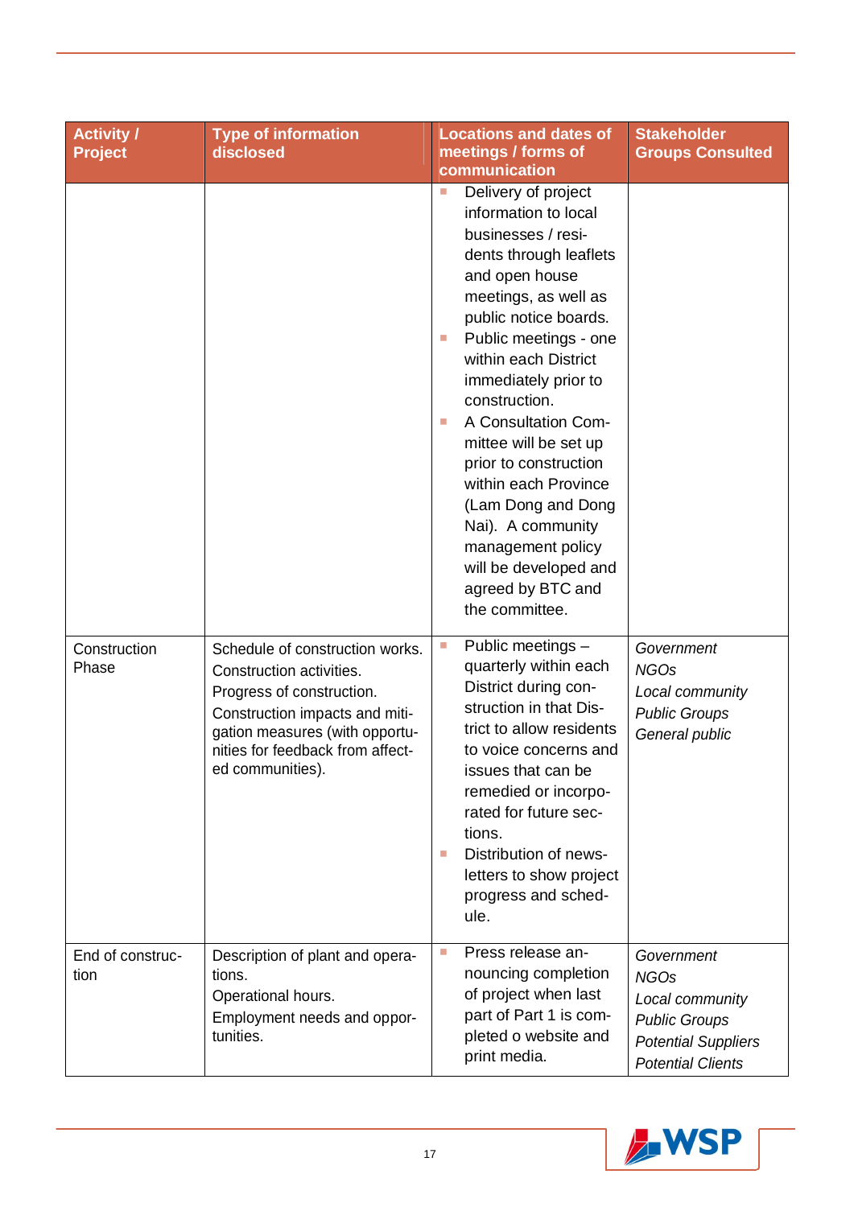| Activity / Project | Type of information disclosed | Locations and dates of meetings / forms of communication | Stakeholder Groups Consulted |
|---|---|---|---|
| | | ▪ Delivery of project information to local businesses / residents through leaflets and open house meetings, as well as public notice boards.<br>▪ Public meetings - one within each District immediately prior to construction.<br>▪ A Consultation Committee will be set up prior to construction within each Province (Lam Dong and Dong Nai). A community management policy will be developed and agreed by BTC and the committee. | |
| Construction Phase | Schedule of construction works.<br>Construction activities.<br>Progress of construction.<br>Construction impacts and mitigation measures (with opportunities for feedback from affected communities). | ▪ Public meetings – quarterly within each District during construction in that District to allow residents to voice concerns and issues that can be remedied or incorporated for future sections.<br>▪ Distribution of newsletters to show project progress and schedule. | *Government*<br>*NGOs*<br>*Local community*<br>*Public Groups*<br>*General public* |
| End of construction | Description of plant and operations.<br>Operational hours.<br>Employment needs and opportunities. | ▪ Press release announcing completion of project when last part of Part 1 is completed o website and print media. | *Government*<br>*NGOs*<br>*Local community*<br>*Public Groups*<br>*Potential Suppliers*<br>*Potential Clients* |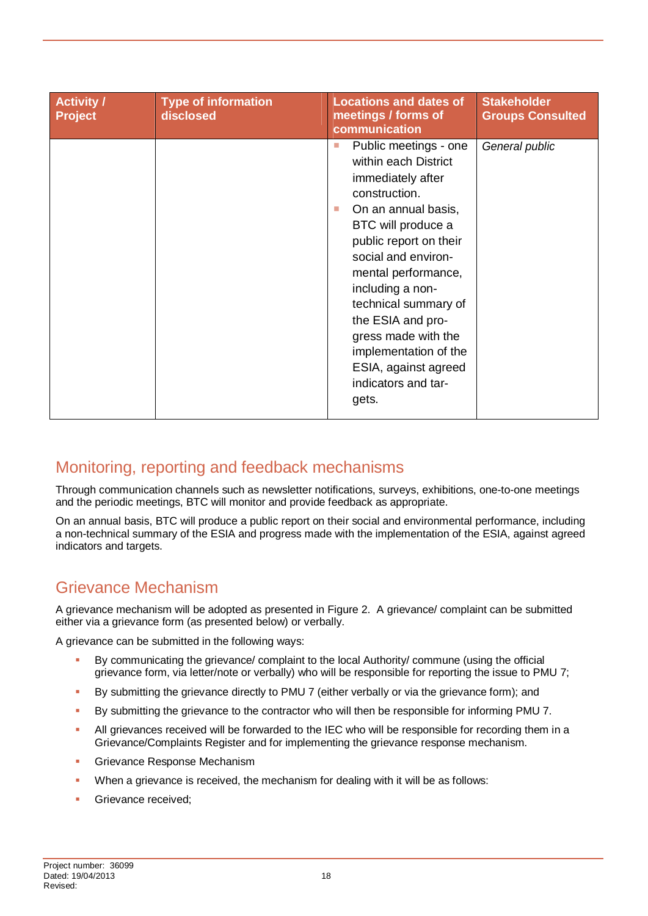| Activity / Project | Type of information disclosed | Locations and dates of meetings / forms of communication | Stakeholder Groups Consulted |
|---|---|---|---|
| | | ▪ Public meetings - one within each District immediately after construction.<br>▪ On an annual basis, BTC will produce a public report on their social and environmental performance, including a non-technical summary of the ESIA and progress made with the implementation of the ESIA, against agreed indicators and targets. | *General public* |

## Monitoring, reporting and feedback mechanisms

Through communication channels such as newsletter notifications, surveys, exhibitions, one-to-one meetings and the periodic meetings, BTC will monitor and provide feedback as appropriate.

On an annual basis, BTC will produce a public report on their social and environmental performance, including a non-technical summary of the ESIA and progress made with the implementation of the ESIA, against agreed indicators and targets.

## Grievance Mechanism

A grievance mechanism will be adopted as presented in Figure 2. A grievance/ complaint can be submitted either via a grievance form (as presented below) or verbally.

A grievance can be submitted in the following ways:

- By communicating the grievance/ complaint to the local Authority/ commune (using the official grievance form, via letter/note or verbally) who will be responsible for reporting the issue to PMU 7;
- By submitting the grievance directly to PMU 7 (either verbally or via the grievance form); and
- By submitting the grievance to the contractor who will then be responsible for informing PMU 7.
- All grievances received will be forwarded to the IEC who will be responsible for recording them in a Grievance/Complaints Register and for implementing the grievance response mechanism.
- Grievance Response Mechanism
- When a grievance is received, the mechanism for dealing with it will be as follows:
- Grievance received;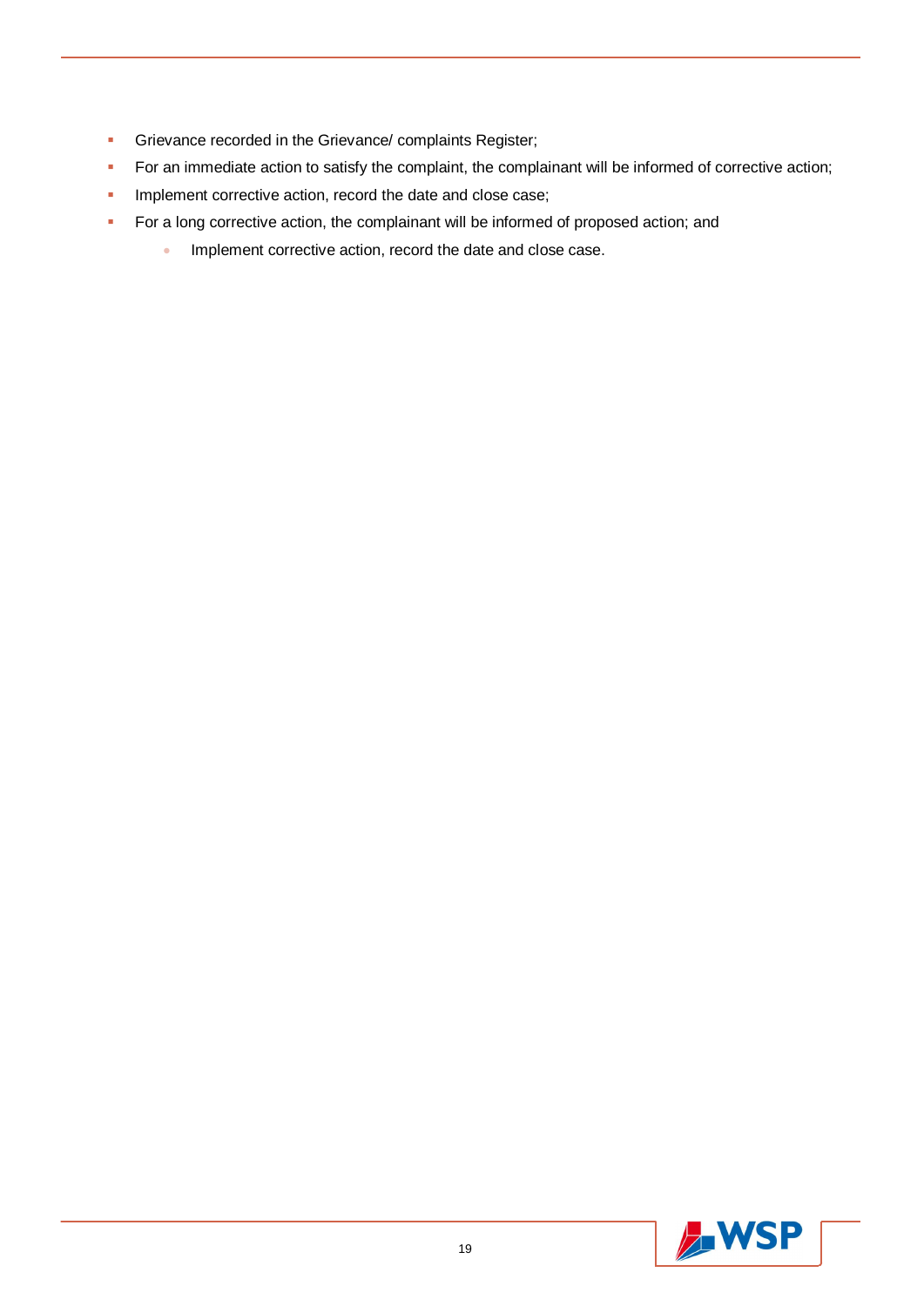- Grievance recorded in the Grievance/ complaints Register;
- For an immediate action to satisfy the complaint, the complainant will be informed of corrective action;
- Implement corrective action, record the date and close case;
- For a long corrective action, the complainant will be informed of proposed action; and
  - Implement corrective action, record the date and close case.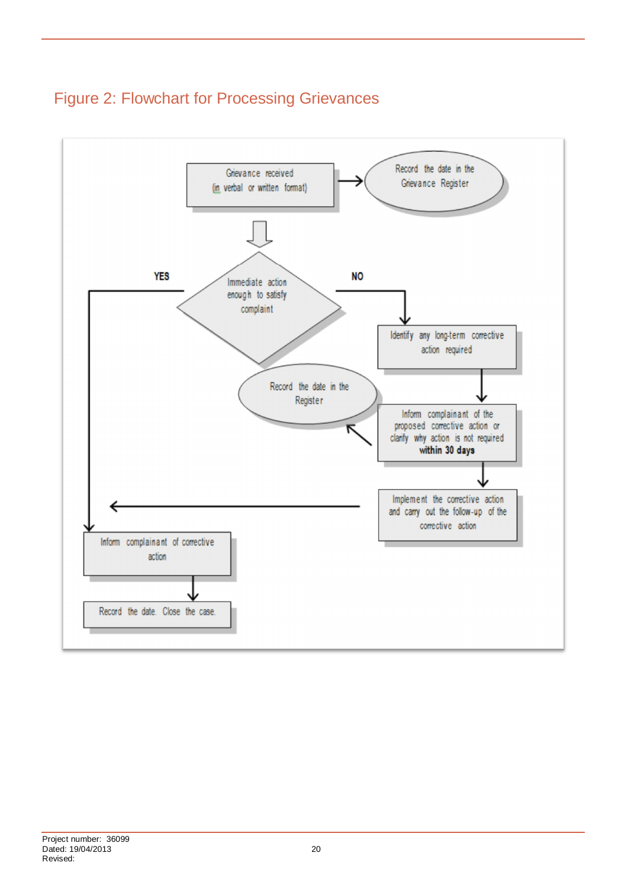# Figure 2: Flowchart for Processing Grievances

Grievance received (in verbal or written format)

Record the date in the Grievance Register

Immediate action enough to satisfy complaint

YES

NO

Identify any long-term corrective action required

Inform complainant of the proposed corrective action or clarify why action is not required **within 30 days**

Record the date in the Register

Implement the corrective action and carry out the follow-up of the corrective action

Inform complainant of corrective action

Record the date. Close the case.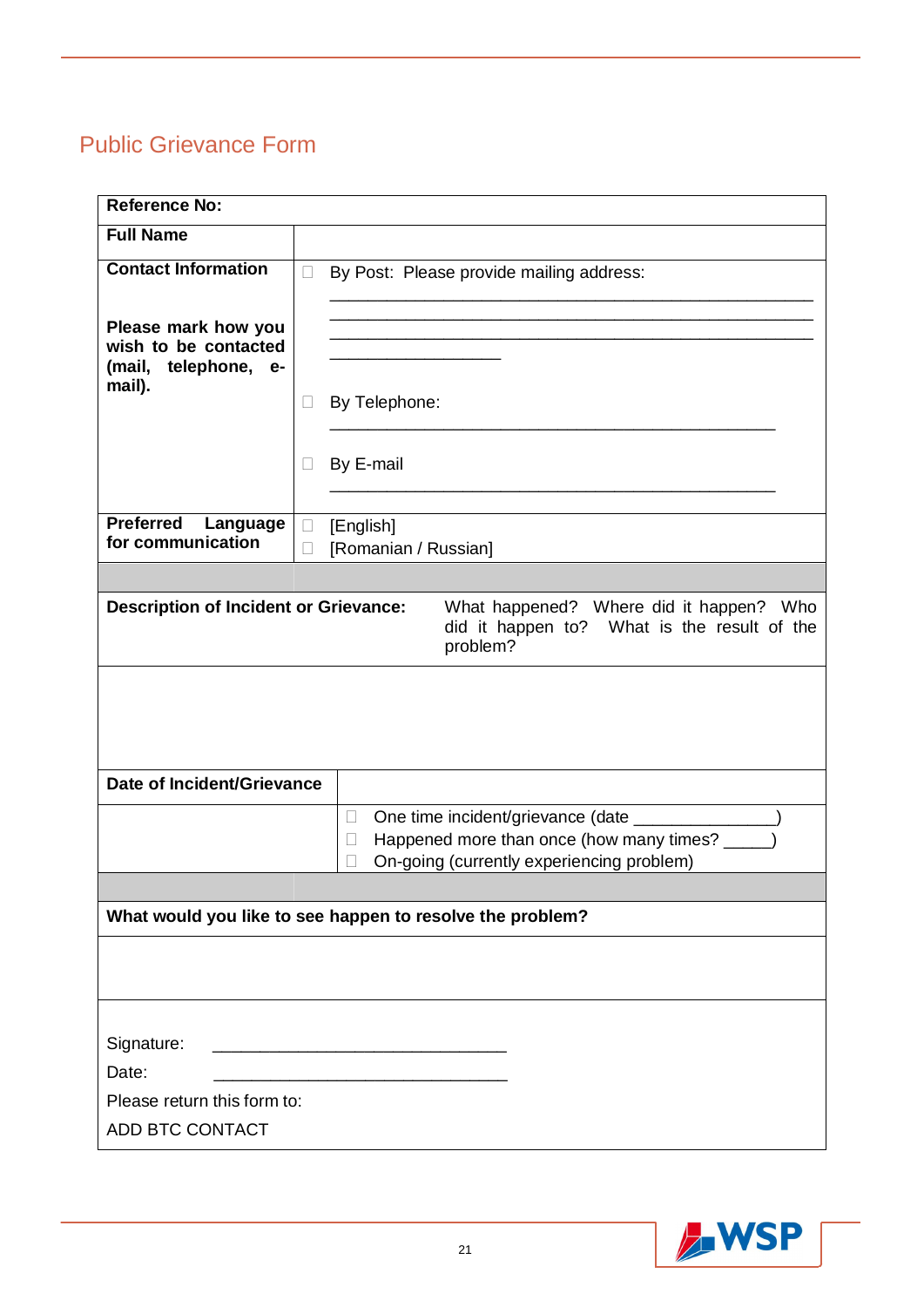# Public Grievance Form

| Reference No: | |
|---|---|
| **Full Name** | |
| **Contact Information**<br><br>**Please mark how you wish to be contacted (mail, telephone, e-mail).** | ☐ By Post: Please provide mailing address:<br>\_\_\_\_\_\_\_\_\_\_\_\_\_\_\_\_\_\_\_\_\_\_\_\_\_\_\_\_\_\_\_\_\_\_\_\_\_\_\_\_\_\_\_\_\_\_\_\_\_<br>\_\_\_\_\_\_\_\_\_\_\_\_\_\_\_\_\_\_\_\_\_\_\_\_\_\_\_\_\_\_\_\_\_\_\_\_\_\_\_\_\_\_\_\_\_\_\_\_\_<br>\_\_\_\_\_\_\_\_\_\_\_\_\_\_\_\_\_\_\_\_\_\_\_\_\_\_\_\_\_\_\_\_\_\_\_\_\_\_\_\_\_\_\_\_\_\_\_\_\_<br>\_\_\_\_\_\_\_\_\_\_\_\_\_\_\_\_\_\_<br><br>☐ By Telephone:<br>\_\_\_\_\_\_\_\_\_\_\_\_\_\_\_\_\_\_\_\_\_\_\_\_\_\_\_\_\_\_\_\_\_\_\_\_\_\_\_\_\_\_\_\_\_\_\_<br><br>☐ By E-mail<br>\_\_\_\_\_\_\_\_\_\_\_\_\_\_\_\_\_\_\_\_\_\_\_\_\_\_\_\_\_\_\_\_\_\_\_\_\_\_\_\_\_\_\_\_\_\_\_ |
| **Preferred Language for communication** | ☐ [English]<br>☐ [Romanian / Russian] |
| | |
| **Description of Incident or Grievance:** | What happened? Where did it happen? Who did it happen to? What is the result of the problem? |
| | |
| **Date of Incident/Grievance** | |
| | ☐ One time incident/grievance (date \_\_\_\_\_\_\_\_\_\_\_\_\_\_\_)<br>☐ Happened more than once (how many times? \_\_\_\_\_)<br>☐ On-going (currently experiencing problem) |
| | |
| **What would you like to see happen to resolve the problem?** | |
| | |
| Signature: \_\_\_\_\_\_\_\_\_\_\_\_\_\_\_\_\_\_\_\_\_\_\_\_\_\_\_\_\_\_\_\_<br>Date: \_\_\_\_\_\_\_\_\_\_\_\_\_\_\_\_\_\_\_\_\_\_\_\_\_\_\_\_\_\_\_\_<br>Please return this form to:<br>ADD BTC CONTACT | |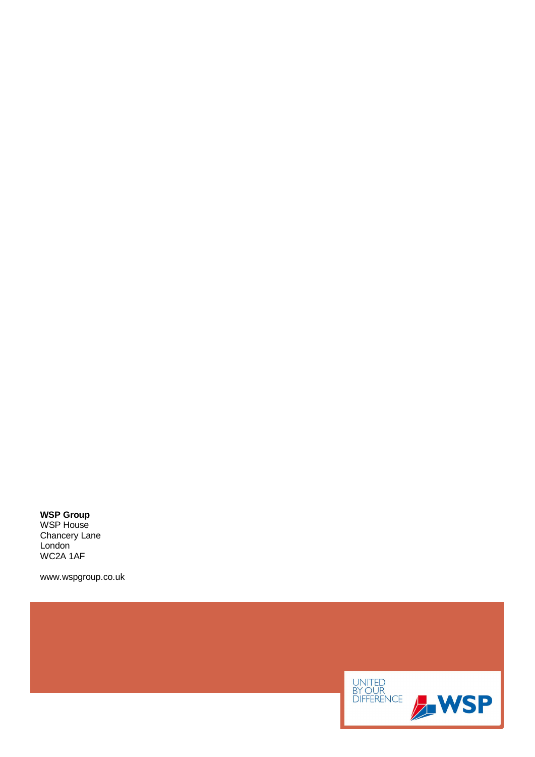**WSP Group**
WSP House
Chancery Lane
London
WC2A 1AF

www.wspgroup.co.uk

UNITED
BY OUR
DIFFERENCE

WSP